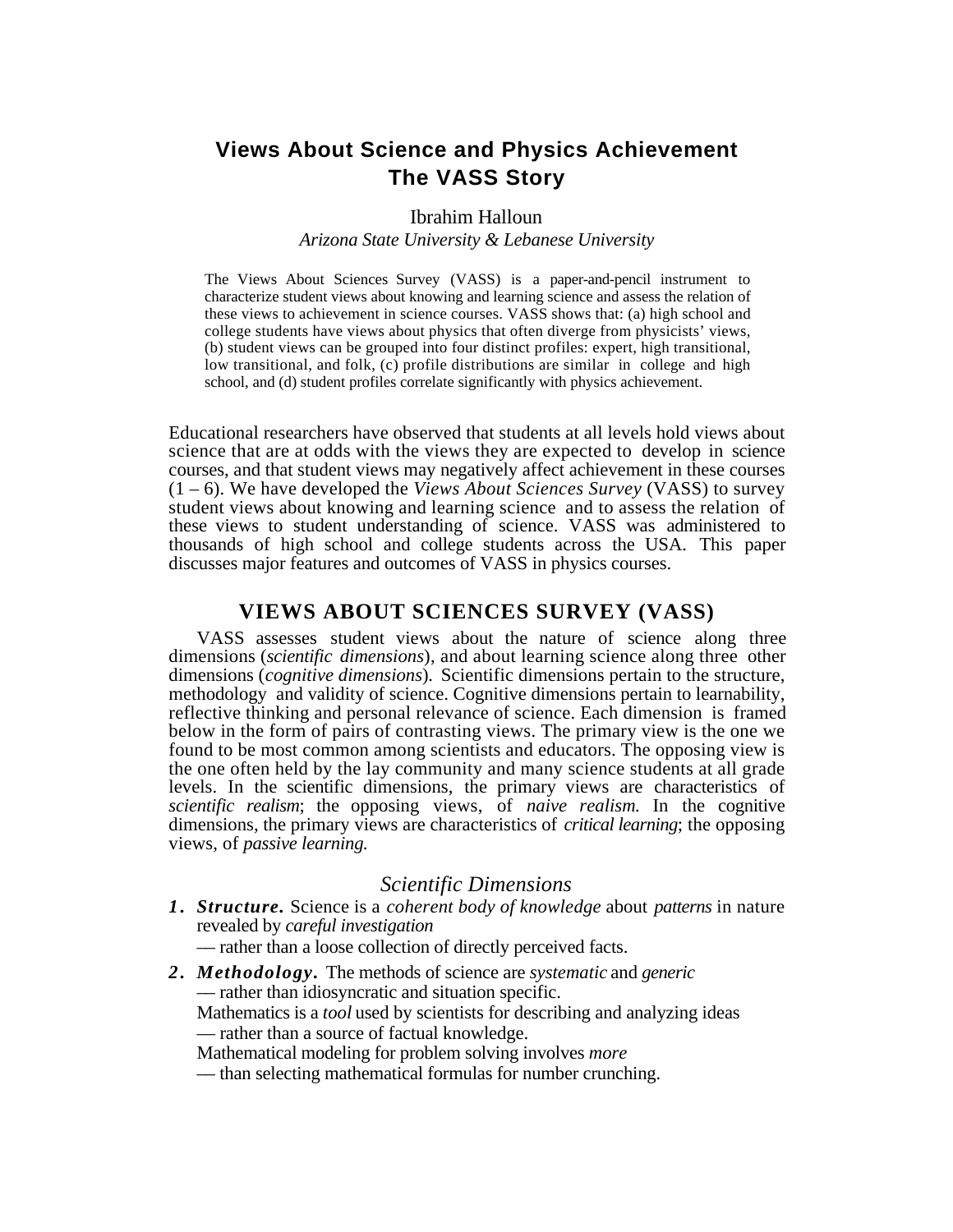# Views About Science and Physics Achievement
# The VASS Story

Ibrahim Halloun

*Arizona State University & Lebanese University*

The Views About Sciences Survey (VASS) is a paper-and-pencil instrument to characterize student views about knowing and learning science and assess the relation of these views to achievement in science courses. VASS shows that: (a) high school and college students have views about physics that often diverge from physicists' views, (b) student views can be grouped into four distinct profiles: expert, high transitional, low transitional, and folk, (c) profile distributions are similar in college and high school, and (d) student profiles correlate significantly with physics achievement.

Educational researchers have observed that students at all levels hold views about science that are at odds with the views they are expected to develop in science courses, and that student views may negatively affect achievement in these courses (1 – 6). We have developed the *Views About Sciences Survey* (VASS) to survey student views about knowing and learning science and to assess the relation of these views to student understanding of science. VASS was administered to thousands of high school and college students across the USA. This paper discusses major features and outcomes of VASS in physics courses.

## VIEWS ABOUT SCIENCES SURVEY (VASS)

VASS assesses student views about the nature of science along three dimensions (*scientific dimensions*), and about learning science along three other dimensions (*cognitive dimensions*). Scientific dimensions pertain to the structure, methodology and validity of science. Cognitive dimensions pertain to learnability, reflective thinking and personal relevance of science. Each dimension is framed below in the form of pairs of contrasting views. The primary view is the one we found to be most common among scientists and educators. The opposing view is the one often held by the lay community and many science students at all grade levels. In the scientific dimensions, the primary views are characteristics of *scientific realism*; the opposing views, of *naive realism.* In the cognitive dimensions, the primary views are characteristics of *critical learning*; the opposing views, of *passive learning.*

### Scientific Dimensions

1. ***Structure.*** Science is a *coherent body of knowledge* about *patterns* in nature revealed by *careful investigation*
   — rather than a loose collection of directly perceived facts.
2. ***Methodology.*** The methods of science are *systematic* and *generic*
   — rather than idiosyncratic and situation specific.
   Mathematics is a *tool* used by scientists for describing and analyzing ideas
   — rather than a source of factual knowledge.
   Mathematical modeling for problem solving involves *more*
   — than selecting mathematical formulas for number crunching.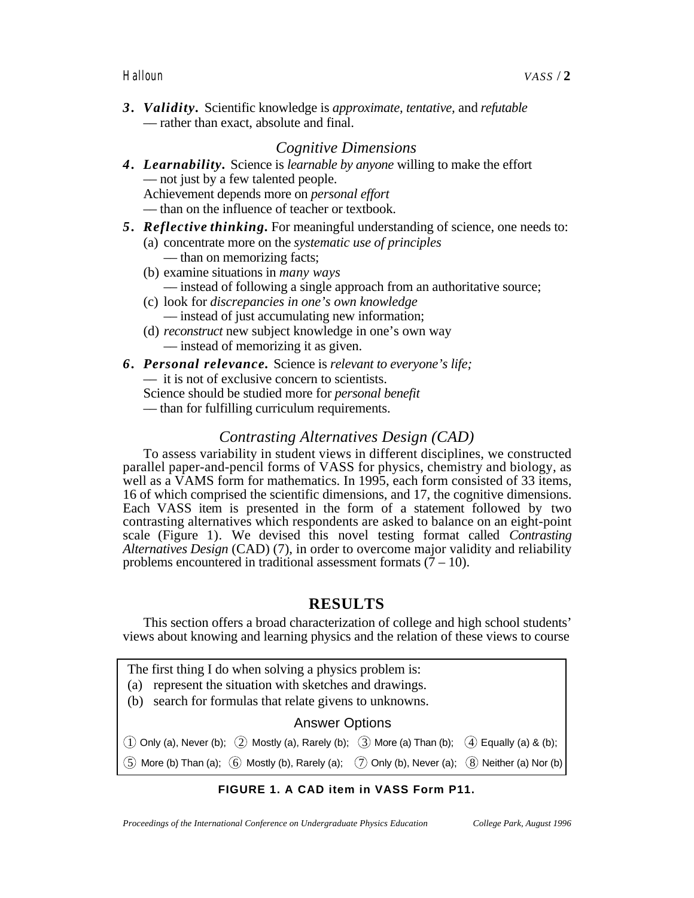***3. Validity.*** Scientific knowledge is *approximate, tentative,* and *refutable* — rather than exact, absolute and final.

### *Cognitive Dimensions*

***4. Learnability.*** Science is *learnable by anyone* willing to make the effort — not just by a few talented people.
Achievement depends more on *personal effort* — than on the influence of teacher or textbook.

***5. Reflective thinking.*** For meaningful understanding of science, one needs to:

- (a) concentrate more on the *systematic use of principles* — than on memorizing facts;
- (b) examine situations in *many ways* — instead of following a single approach from an authoritative source;
- (c) look for *discrepancies in one's own knowledge* — instead of just accumulating new information;
- (d) *reconstruct* new subject knowledge in one's own way — instead of memorizing it as given.

***6. Personal relevance.*** Science is *relevant to everyone's life;* — it is not of exclusive concern to scientists.
Science should be studied more for *personal benefit* — than for fulfilling curriculum requirements.

### *Contrasting Alternatives Design (CAD)*

To assess variability in student views in different disciplines, we constructed parallel paper-and-pencil forms of VASS for physics, chemistry and biology, as well as a VAMS form for mathematics. In 1995, each form consisted of 33 items, 16 of which comprised the scientific dimensions, and 17, the cognitive dimensions. Each VASS item is presented in the form of a statement followed by two contrasting alternatives which respondents are asked to balance on an eight-point scale (Figure 1). We devised this novel testing format called *Contrasting Alternatives Design* (CAD) (7), in order to overcome major validity and reliability problems encountered in traditional assessment formats (7 – 10).

## RESULTS

This section offers a broad characterization of college and high school students' views about knowing and learning physics and the relation of these views to course

> The first thing I do when solving a physics problem is:
> (a) represent the situation with sketches and drawings.
> (b) search for formulas that relate givens to unknowns.
>
> **Answer Options**
>
> ① Only (a), Never (b); ② Mostly (a), Rarely (b); ③ More (a) Than (b); ④ Equally (a) & (b);
> ⑤ More (b) Than (a); ⑥ Mostly (b), Rarely (a); ⑦ Only (b), Never (a); ⑧ Neither (a) Nor (b)

**FIGURE 1. A CAD item in VASS Form P11.**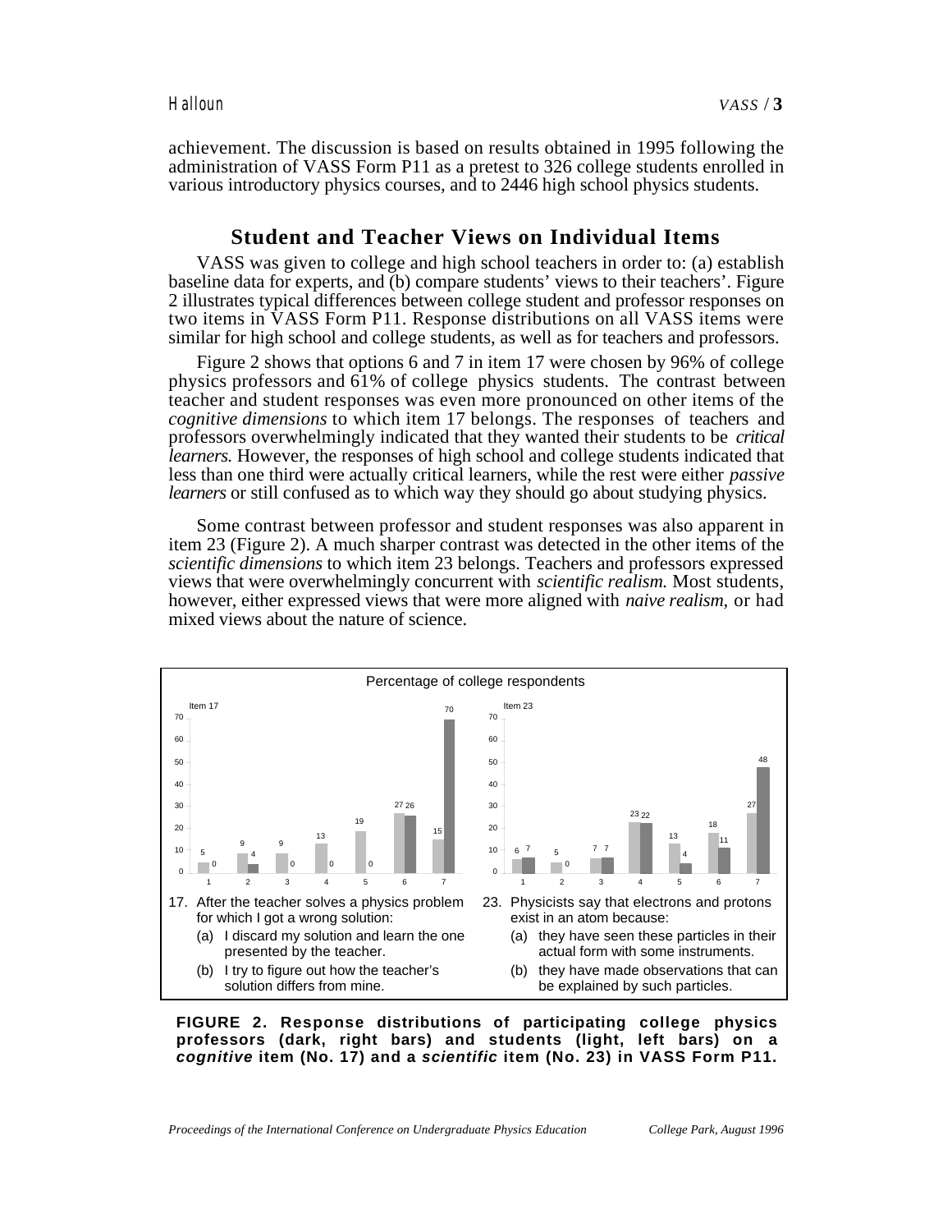achievement. The discussion is based on results obtained in 1995 following the administration of VASS Form P11 as a pretest to 326 college students enrolled in various introductory physics courses, and to 2446 high school physics students.

## Student and Teacher Views on Individual Items

VASS was given to college and high school teachers in order to: (a) establish baseline data for experts, and (b) compare students' views to their teachers'. Figure 2 illustrates typical differences between college student and professor responses on two items in VASS Form P11. Response distributions on all VASS items were similar for high school and college students, as well as for teachers and professors.

Figure 2 shows that options 6 and 7 in item 17 were chosen by 96% of college physics professors and 61% of college physics students. The contrast between teacher and student responses was even more pronounced on other items of the *cognitive dimensions* to which item 17 belongs. The responses of teachers and professors overwhelmingly indicated that they wanted their students to be *critical learners.* However, the responses of high school and college students indicated that less than one third were actually critical learners, while the rest were either *passive learners* or still confused as to which way they should go about studying physics.

Some contrast between professor and student responses was also apparent in item 23 (Figure 2). A much sharper contrast was detected in the other items of the *scientific dimensions* to which item 23 belongs. Teachers and professors expressed views that were overwhelmingly concurrent with *scientific realism.* Most students, however, either expressed views that were more aligned with *naive realism*, or had mixed views about the nature of science.

Percentage of college respondents

| Option | Item 17 Students | Item 17 Professors | Item 23 Students | Item 23 Professors |
|---|---|---|---|---|
| 1 | 5 | 0 | 6 | 7 |
| 2 | 9 | 4 | 5 | 0 |
| 3 | 9 | 0 | 7 | 7 |
| 4 | 13 | 0 | 23 | 22 |
| 5 | 19 | 0 | 13 | 4 |
| 6 | 27 | 26 | 18 | 11 |
| 7 | 15 | 70 | 27 | 48 |

17. After the teacher solves a physics problem for which I got a wrong solution:
    - (a) I discard my solution and learn the one presented by the teacher.
    - (b) I try to figure out how the teacher's solution differs from mine.

23. Physicists say that electrons and protons exist in an atom because:
    - (a) they have seen these particles in their actual form with some instruments.
    - (b) they have made observations that can be explained by such particles.

**FIGURE 2. Response distributions of participating college physics professors (dark, right bars) and students (light, left bars) on a *cognitive* item (No. 17) and a *scientific* item (No. 23) in VASS Form P11.**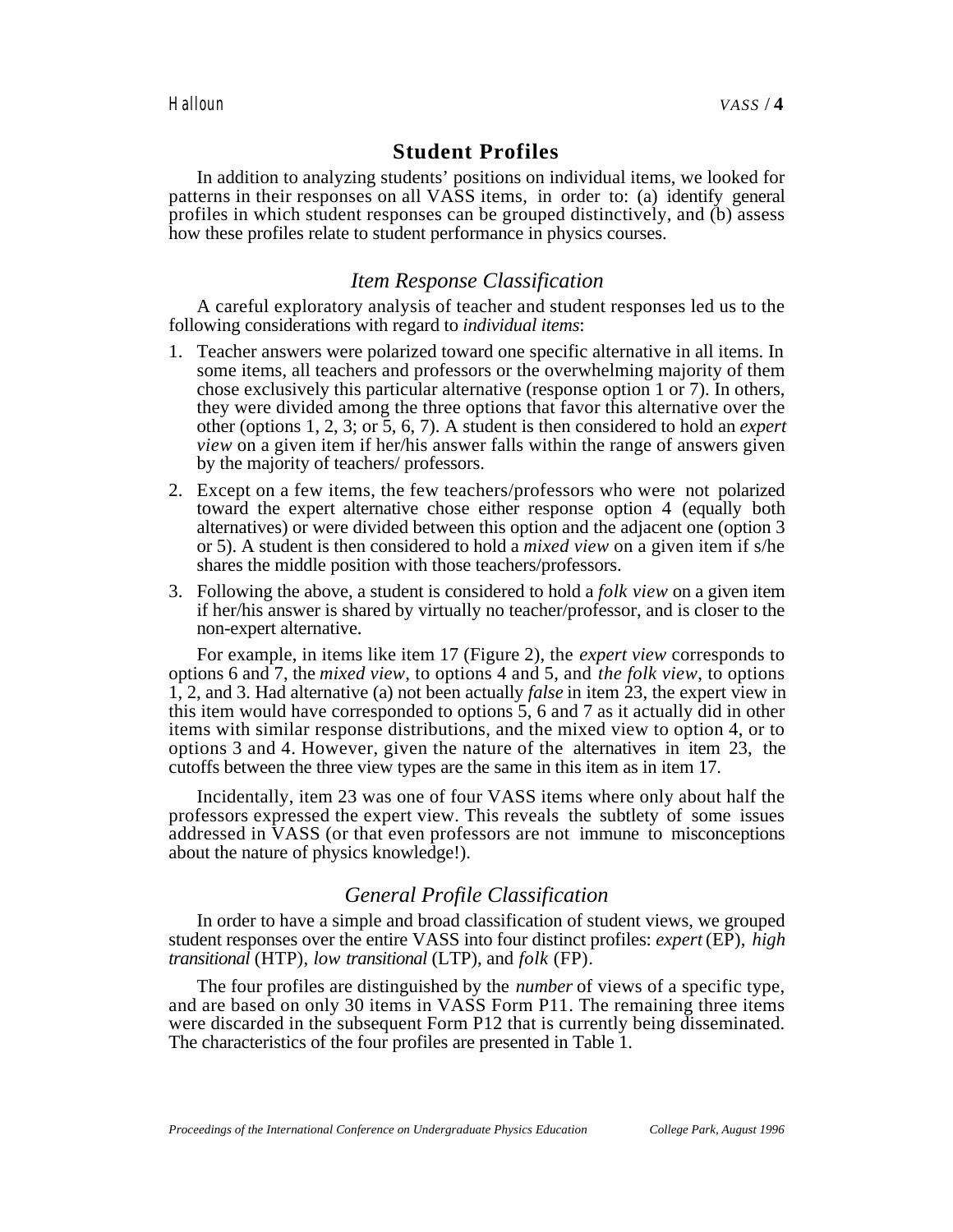## Student Profiles

In addition to analyzing students' positions on individual items, we looked for patterns in their responses on all VASS items, in order to: (a) identify general profiles in which student responses can be grouped distinctively, and (b) assess how these profiles relate to student performance in physics courses.

### *Item Response Classification*

A careful exploratory analysis of teacher and student responses led us to the following considerations with regard to *individual items*:

1. Teacher answers were polarized toward one specific alternative in all items. In some items, all teachers and professors or the overwhelming majority of them chose exclusively this particular alternative (response option 1 or 7). In others, they were divided among the three options that favor this alternative over the other (options 1, 2, 3; or 5, 6, 7). A student is then considered to hold an *expert view* on a given item if her/his answer falls within the range of answers given by the majority of teachers/ professors.
2. Except on a few items, the few teachers/professors who were not polarized toward the expert alternative chose either response option 4 (equally both alternatives) or were divided between this option and the adjacent one (option 3 or 5). A student is then considered to hold a *mixed view* on a given item if s/he shares the middle position with those teachers/professors.
3. Following the above, a student is considered to hold a *folk view* on a given item if her/his answer is shared by virtually no teacher/professor, and is closer to the non-expert alternative.

For example, in items like item 17 (Figure 2), the *expert view* corresponds to options 6 and 7, the *mixed view*, to options 4 and 5, and *the folk view*, to options 1, 2, and 3. Had alternative (a) not been actually *false* in item 23, the expert view in this item would have corresponded to options 5, 6 and 7 as it actually did in other items with similar response distributions, and the mixed view to option 4, or to options 3 and 4. However, given the nature of the alternatives in item 23, the cutoffs between the three view types are the same in this item as in item 17.

Incidentally, item 23 was one of four VASS items where only about half the professors expressed the expert view. This reveals the subtlety of some issues addressed in VASS (or that even professors are not immune to misconceptions about the nature of physics knowledge!).

### *General Profile Classification*

In order to have a simple and broad classification of student views, we grouped student responses over the entire VASS into four distinct profiles: *expert* (EP), *high transitional* (HTP), *low transitional* (LTP), and *folk* (FP).

The four profiles are distinguished by the *number* of views of a specific type, and are based on only 30 items in VASS Form P11. The remaining three items were discarded in the subsequent Form P12 that is currently being disseminated. The characteristics of the four profiles are presented in Table 1.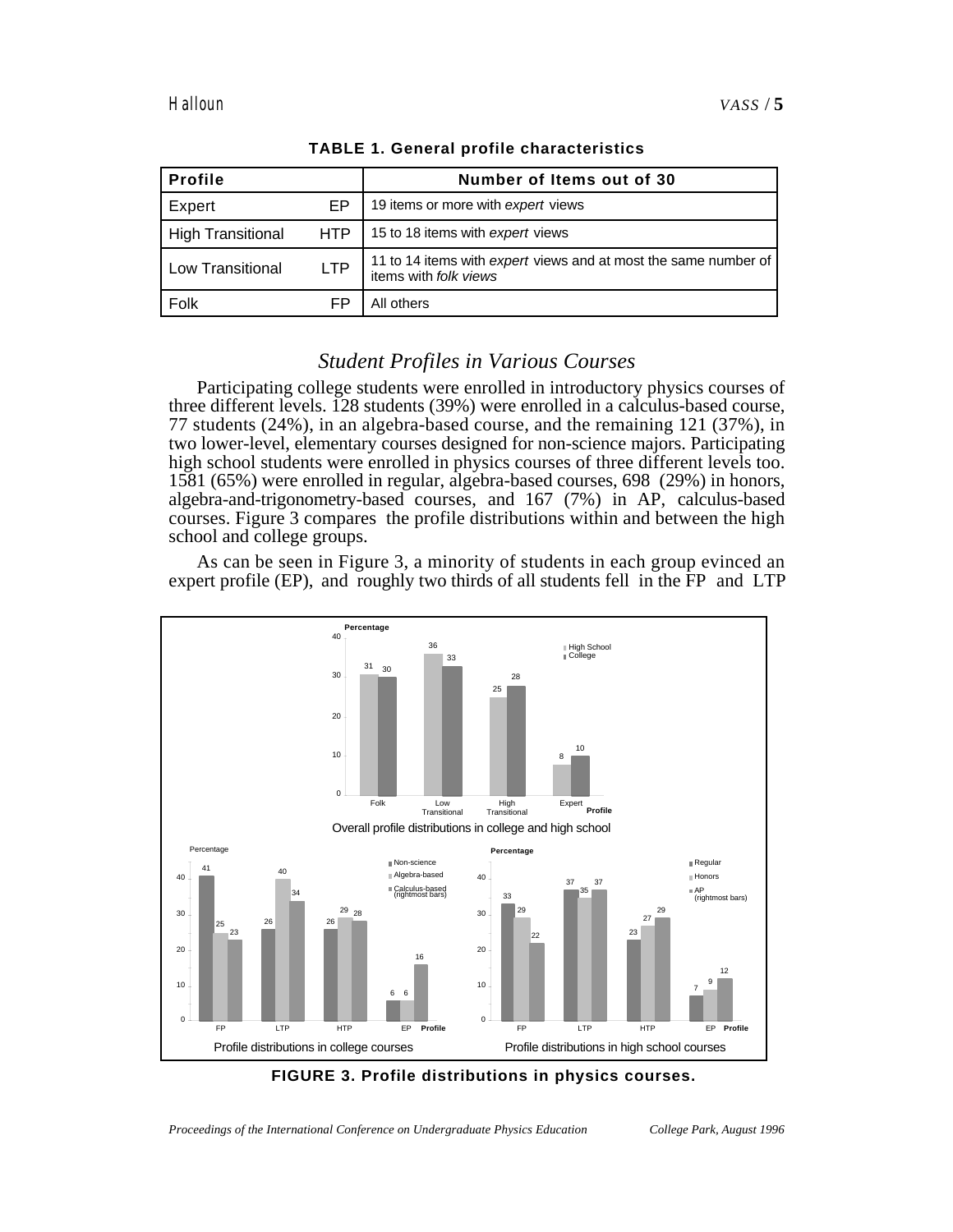**TABLE 1. General profile characteristics**

| Profile | | Number of Items out of 30 |
|---|---|---|
| Expert | EP | 19 items or more with *expert* views |
| High Transitional | HTP | 15 to 18 items with *expert* views |
| Low Transitional | LTP | 11 to 14 items with *expert* views and at most the same number of items with *folk views* |
| Folk | FP | All others |

## *Student Profiles in Various Courses*

Participating college students were enrolled in introductory physics courses of three different levels. 128 students (39%) were enrolled in a calculus-based course, 77 students (24%), in an algebra-based course, and the remaining 121 (37%), in two lower-level, elementary courses designed for non-science majors. Participating high school students were enrolled in physics courses of three different levels too. 1581 (65%) were enrolled in regular, algebra-based courses, 698 (29%) in honors, algebra-and-trigonometry-based courses, and 167 (7%) in AP, calculus-based courses. Figure 3 compares the profile distributions within and between the high school and college groups.

As can be seen in Figure 3, a minority of students in each group evinced an expert profile (EP), and roughly two thirds of all students fell in the FP and LTP

**FIGURE 3. Profile distributions in physics courses.**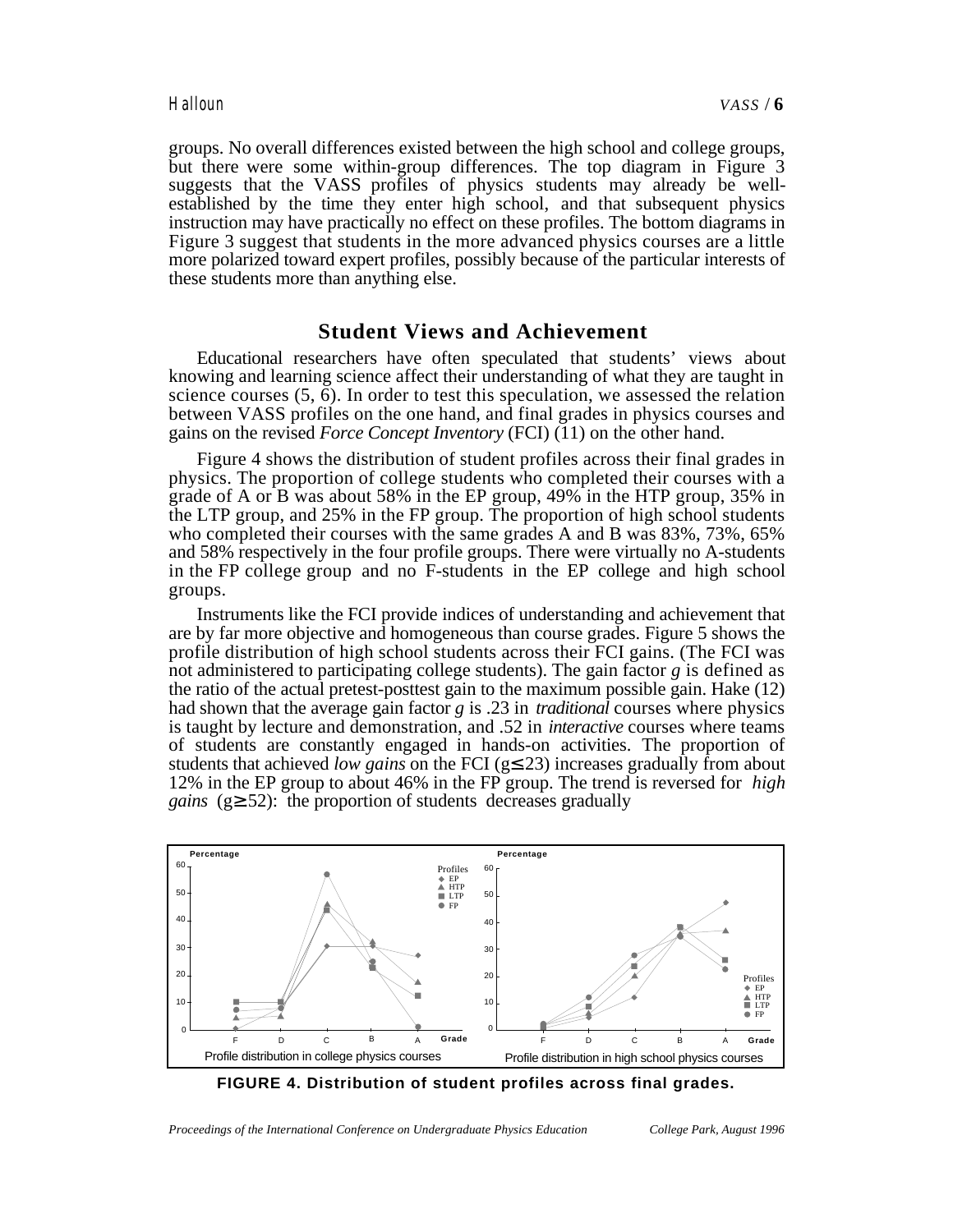groups. No overall differences existed between the high school and college groups, but there were some within-group differences. The top diagram in Figure 3 suggests that the VASS profiles of physics students may already be well-established by the time they enter high school, and that subsequent physics instruction may have practically no effect on these profiles. The bottom diagrams in Figure 3 suggest that students in the more advanced physics courses are a little more polarized toward expert profiles, possibly because of the particular interests of these students more than anything else.

## Student Views and Achievement

Educational researchers have often speculated that students' views about knowing and learning science affect their understanding of what they are taught in science courses (5, 6). In order to test this speculation, we assessed the relation between VASS profiles on the one hand, and final grades in physics courses and gains on the revised *Force Concept Inventory* (FCI) (11) on the other hand.

Figure 4 shows the distribution of student profiles across their final grades in physics. The proportion of college students who completed their courses with a grade of A or B was about 58% in the EP group, 49% in the HTP group, 35% in the LTP group, and 25% in the FP group. The proportion of high school students who completed their courses with the same grades A and B was 83%, 73%, 65% and 58% respectively in the four profile groups. There were virtually no A-students in the FP college group and no F-students in the EP college and high school groups.

Instruments like the FCI provide indices of understanding and achievement that are by far more objective and homogeneous than course grades. Figure 5 shows the profile distribution of high school students across their FCI gains. (The FCI was not administered to participating college students). The gain factor $g$ is defined as the ratio of the actual pretest-posttest gain to the maximum possible gain. Hake (12) had shown that the average gain factor $g$ is .23 in *traditional* courses where physics is taught by lecture and demonstration, and .52 in *interactive* courses where teams of students are constantly engaged in hands-on activities. The proportion of students that achieved *low gains* on the FCI ($g \leq .23$) increases gradually from about 12% in the EP group to about 46% in the FP group. The trend is reversed for *high gains* ($g \geq .52$): the proportion of students decreases gradually

**FIGURE 4. Distribution of student profiles across final grades.**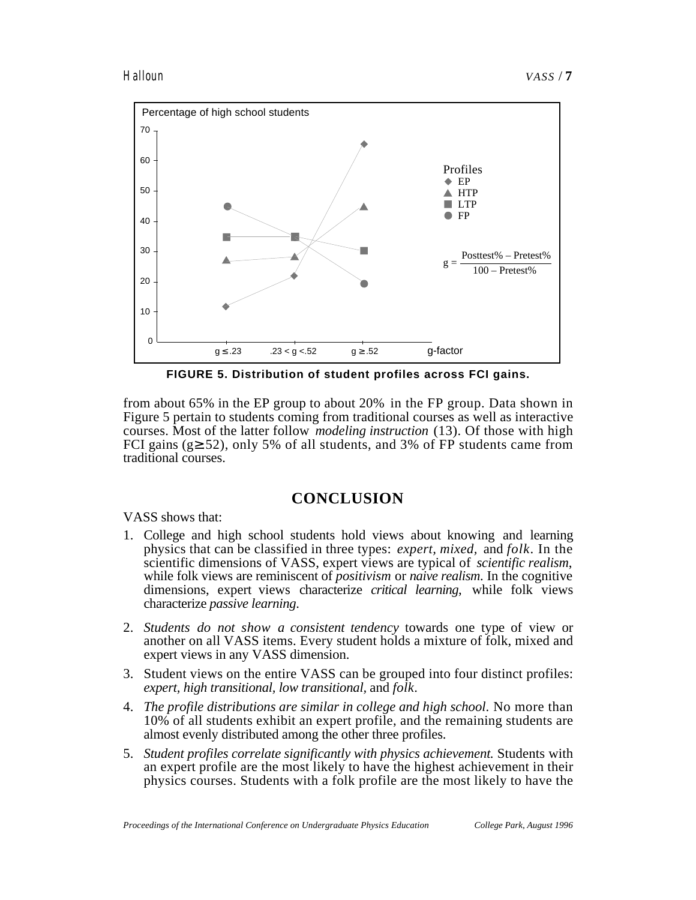FIGURE 5. Distribution of student profiles across FCI gains.

from about 65% in the EP group to about 20% in the FP group. Data shown in Figure 5 pertain to students coming from traditional courses as well as interactive courses. Most of the latter follow *modeling instruction* (13). Of those with high FCI gains ($g \geq 52$), only 5% of all students, and 3% of FP students came from traditional courses.

## CONCLUSION

VASS shows that:

1. College and high school students hold views about knowing and learning physics that can be classified in three types: *expert, mixed,* and *folk*. In the scientific dimensions of VASS, expert views are typical of *scientific realism*, while folk views are reminiscent of *positivism* or *naive realism*. In the cognitive dimensions, expert views characterize *critical learning*, while folk views characterize *passive learning*.

2. *Students do not show a consistent tendency* towards one type of view or another on all VASS items. Every student holds a mixture of folk, mixed and expert views in any VASS dimension.

3. Student views on the entire VASS can be grouped into four distinct profiles: *expert, high transitional, low transitional,* and *folk*.

4. *The profile distributions are similar in college and high school.* No more than 10% of all students exhibit an expert profile, and the remaining students are almost evenly distributed among the other three profiles.

5. *Student profiles correlate significantly with physics achievement.* Students with an expert profile are the most likely to have the highest achievement in their physics courses. Students with a folk profile are the most likely to have the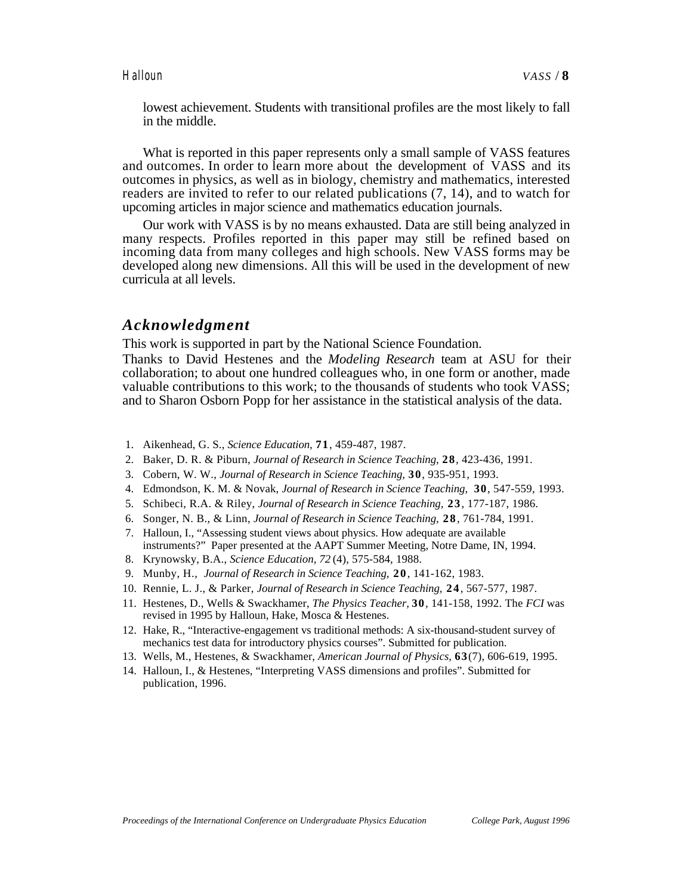lowest achievement. Students with transitional profiles are the most likely to fall in the middle.

What is reported in this paper represents only a small sample of VASS features and outcomes. In order to learn more about the development of VASS and its outcomes in physics, as well as in biology, chemistry and mathematics, interested readers are invited to refer to our related publications (7, 14), and to watch for upcoming articles in major science and mathematics education journals.

Our work with VASS is by no means exhausted. Data are still being analyzed in many respects. Profiles reported in this paper may still be refined based on incoming data from many colleges and high schools. New VASS forms may be developed along new dimensions. All this will be used in the development of new curricula at all levels.

## *Acknowledgment*

This work is supported in part by the National Science Foundation.

Thanks to David Hestenes and the *Modeling Research* team at ASU for their collaboration; to about one hundred colleagues who, in one form or another, made valuable contributions to this work; to the thousands of students who took VASS; and to Sharon Osborn Popp for her assistance in the statistical analysis of the data.

1. Aikenhead, G. S., *Science Education*, **71**, 459-487, 1987.
2. Baker, D. R. & Piburn, *Journal of Research in Science Teaching*, **28**, 423-436, 1991.
3. Cobern, W. W., *Journal of Research in Science Teaching*, **30**, 935-951, 1993.
4. Edmondson, K. M. & Novak, *Journal of Research in Science Teaching*, **30**, 547-559, 1993.
5. Schibeci, R.A. & Riley, *Journal of Research in Science Teaching*, **23**, 177-187, 1986.
6. Songer, N. B., & Linn, *Journal of Research in Science Teaching*, **28**, 761-784, 1991.
7. Halloun, I., "Assessing student views about physics. How adequate are available instruments?" Paper presented at the AAPT Summer Meeting, Notre Dame, IN, 1994.
8. Krynowsky, B.A., *Science Education*, *72* (4), 575-584, 1988.
9. Munby, H., *Journal of Research in Science Teaching*, **20**, 141-162, 1983.
10. Rennie, L. J., & Parker, *Journal of Research in Science Teaching*, **24**, 567-577, 1987.
11. Hestenes, D., Wells & Swackhamer, *The Physics Teacher*, **30**, 141-158, 1992. The *FCI* was revised in 1995 by Halloun, Hake, Mosca & Hestenes.
12. Hake, R., "Interactive-engagement vs traditional methods: A six-thousand-student survey of mechanics test data for introductory physics courses". Submitted for publication.
13. Wells, M., Hestenes, & Swackhamer, *American Journal of Physics*, **63**(7), 606-619, 1995.
14. Halloun, I., & Hestenes, "Interpreting VASS dimensions and profiles". Submitted for publication, 1996.